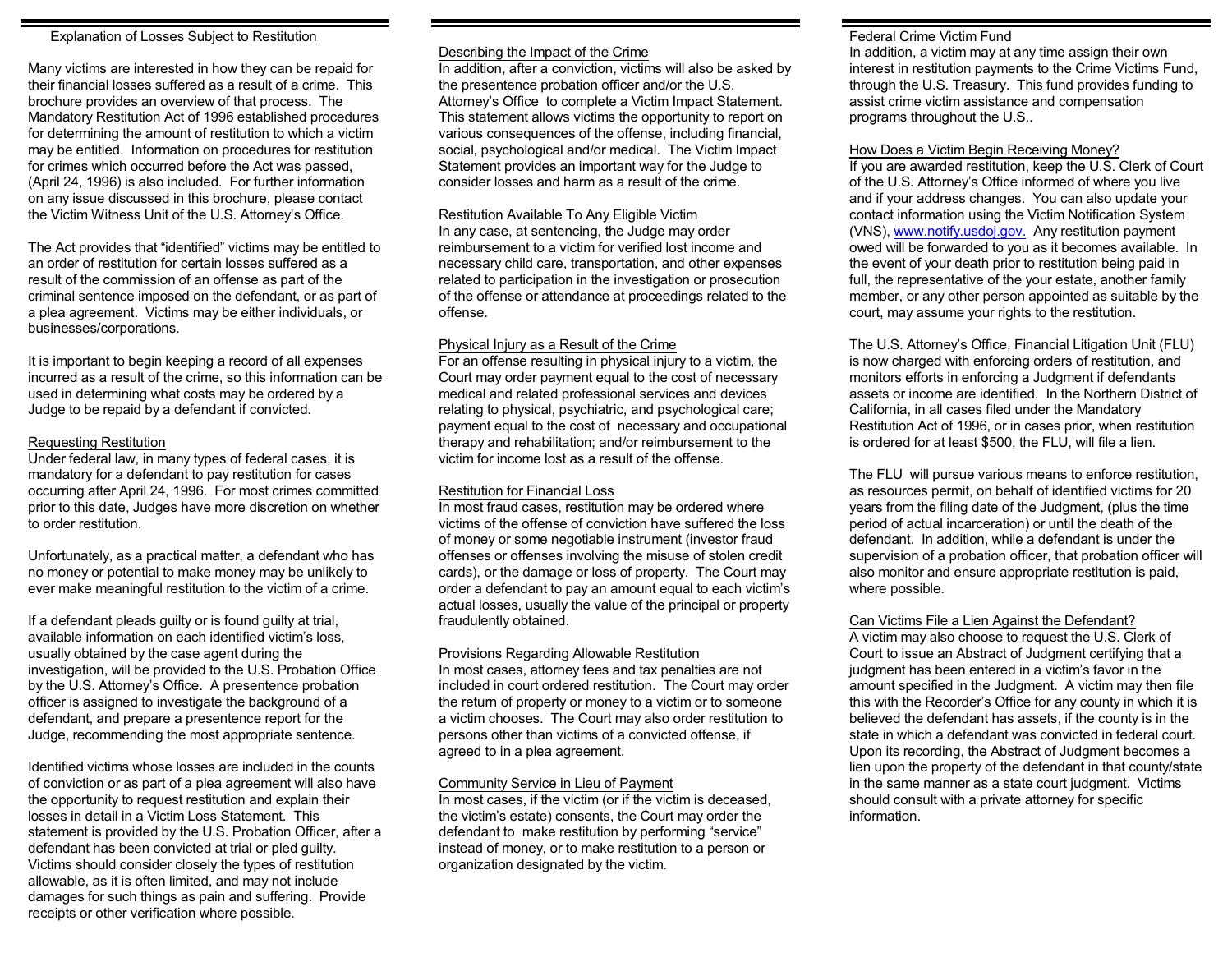## Explanation of Losses Subject to Restitution

Many victims are interested in how they can be repaid for their financial losses suffered as a result of a crime. This brochure provides an overview of that process. The Mandatory Restitution Act of 1996 established procedures for determining the amount of restitution to which a victim may be entitled. Information on procedures for restitution for crimes which occurred before the Act was passed, (April 24, 1996) is also included. For further information on any issue discussed in this brochure, please contact the Victim Witness Unit of the U.S. Attorney's Office.

The Act provides that "identified" victims may be entitled to an order of restitution for certain losses suffered as a result of the commission of an offense as part of the criminal sentence imposed on the defendant, or as part of a plea agreement. Victims may be either individuals, or businesses/corporations.

It is important to begin keeping a record of all expenses incurred as a result of the crime, so this information can be used in determining what costs may be ordered by a Judge to be repaid by a defendant if convicted.

### Requesting Restitution

Under federal law, in many types of federal cases, it is mandatory for a defendant to pay restitution for cases occurring after April 24, 1996. For most crimes committed prior to this date, Judges have more discretion on whether to order restitution.

Unfortunately, as a practical matter, a defendant who has no money or potential to make money may be unlikely to ever make meaningful restitution to the victim of a crime.

If a defendant pleads guilty or is found guilty at trial, available information on each identified victim's loss, usually obtained by the case agent during the investigation, will be provided to the U.S. Probation Office by the U.S. Attorney's Office. A presentence probation officer is assigned to investigate the background of a defendant, and prepare a presentence report for the Judge, recommending the most appropriate sentence.

Identified victims whose losses are included in the counts of conviction or as part of a plea agreement will also have the opportunity to request restitution and explain their losses in detail in a Victim Loss Statement. This statement is provided by the U.S. Probation Officer, after a defendant has been convicted at trial or pled guilty. Victims should consider closely the types of restitution allowable, as it is often limited, and may not include damages for such things as pain and suffering. Provide receipts or other verification where possible.

### Describing the Impact of the Crime

In addition, after a conviction, victims will also be asked by the presentence probation officer and/or the U.S. Attorney's Office to complete a Victim Impact Statement. This statement allows victims the opportunity to report on various consequences of the offense, including financial, social, psychological and/or medical. The Victim Impact Statement provides an important way for the Judge to consider losses and harm as a result of the crime.

### Restitution Available To Any Eligible Victim

In any case, at sentencing, the Judge may order reimbursement to a victim for verified lost income and necessary child care, transportation, and other expenses related to participation in the investigation or prosecution of the offense or attendance at proceedings related to the offense.

### Physical Injury as a Result of the Crime

For an offense resulting in physical injury to a victim, the Court may order payment equal to the cost of necessary medical and related professional services and devices relating to physical, psychiatric, and psychological care; payment equal to the cost of necessary and occupational therapy and rehabilitation; and/or reimbursement to the victim for income lost as a result of the offense.

### Restitution for Financial Loss

In most fraud cases, restitution may be ordered where victims of the offense of conviction have suffered the loss of money or some negotiable instrument (investor fraud offenses or offenses involving the misuse of stolen credit cards), or the damage or loss of property. The Court may order a defendant to pay an amount equal to each victim's actual losses, usually the value of the principal or property fraudulently obtained.

### Provisions Regarding Allowable Restitution

In most cases, attorney fees and tax penalties are not included in court ordered restitution. The Court may order the return of property or money to a victim or to someone a victim chooses. The Court may also order restitution to persons other than victims of a convicted offense, if agreed to in a plea agreement.

### Community Service in Lieu of Payment

In most cases, if the victim (or if the victim is deceased, the victim's estate) consents, the Court may order the defendant to make restitution by performing "service" instead of money, or to make restitution to a person or organization designated by the victim.

### Federal Crime Victim Fund

In addition, a victim may at any time assign their own interest in restitution payments to the Crime Victims Fund, through the U.S. Treasury. This fund provides funding to assist crime victim assistance and compensation programs throughout the U.S..

### How Does a Victim Begin Receiving Money?

If you are awarded restitution, keep the U.S. Clerk of Court of the U.S. Attorney's Office informed of where you live and if your address changes. You can also update your contact information using the Victim Notification System (VNS), www.notify.usdoj.gov. Any restitution payment owed will be forwarded to you as it becomes available. In the event of your death prior to restitution being paid in full, the representative of the your estate, another family member, or any other person appointed as suitable by the court, may assume your rights to the restitution.

The U.S. Attorney's Office, Financial Litigation Unit (FLU) is now charged with enforcing orders of restitution, and monitors efforts in enforcing a Judgment if defendants assets or income are identified. In the Northern District of California, in all cases filed under the Mandatory Restitution Act of 1996, or in cases prior, when restitution is ordered for at least $500, the FLU, will file a lien.

The FLU will pursue various means to enforce restitution, as resources permit, on behalf of identified victims for 20 years from the filing date of the Judgment, (plus the time period of actual incarceration) or until the death of the defendant. In addition, while a defendant is under the supervision of a probation officer, that probation officer will also monitor and ensure appropriate restitution is paid, where possible.

### Can Victims File a Lien Against the Defendant?

A victim may also choose to request the U.S. Clerk of Court to issue an Abstract of Judgment certifying that a judgment has been entered in a victim's favor in the amount specified in the Judgment. A victim may then file this with the Recorder's Office for any county in which it is believed the defendant has assets, if the county is in the state in which a defendant was convicted in federal court. Upon its recording, the Abstract of Judgment becomes a lien upon the property of the defendant in that county/state in the same manner as a state court judgment. Victims should consult with a private attorney for specific information.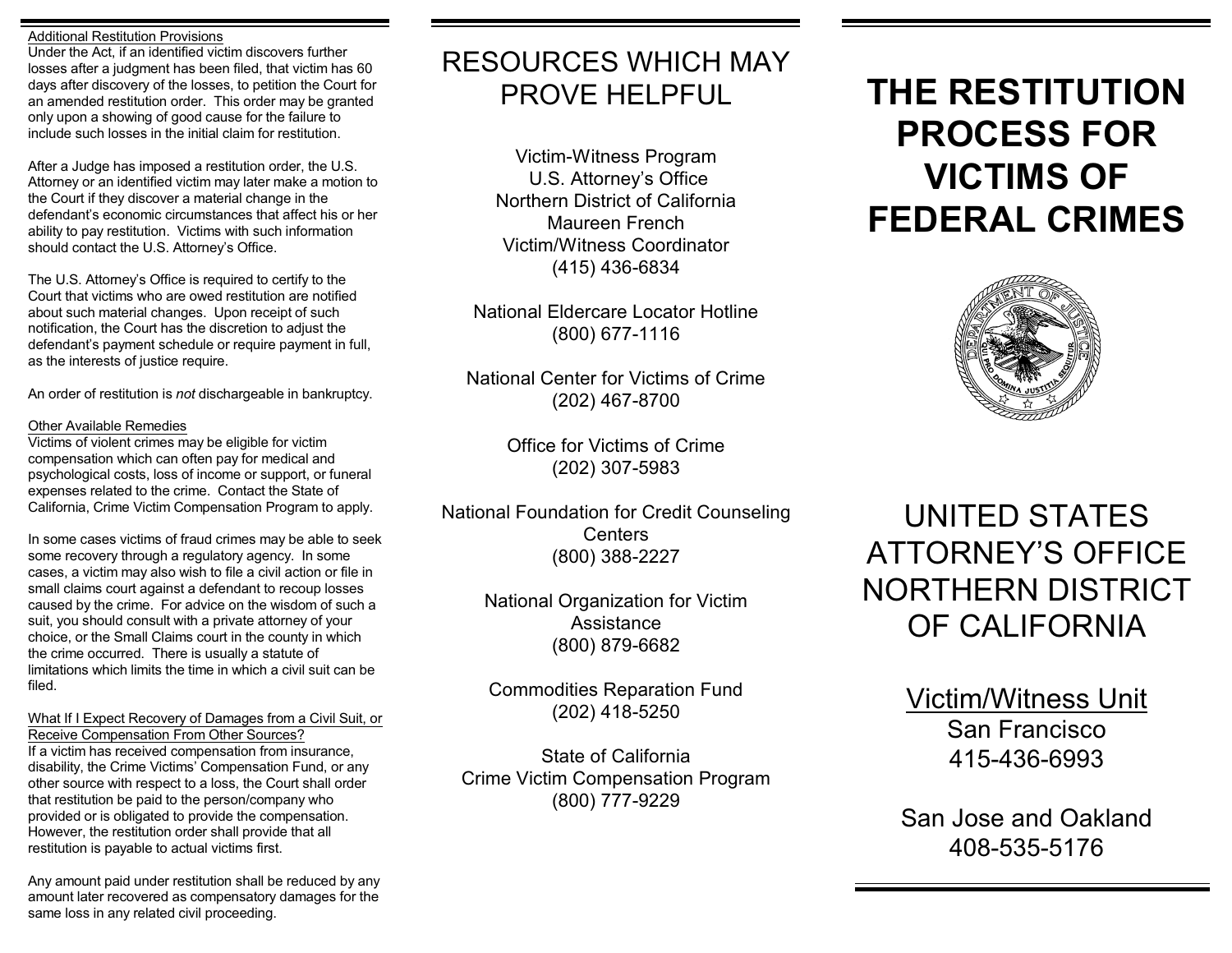#### Additional Restitution Provisions

Under the Act, if an identified victim discovers further losses after a judgment has been filed, that victim has 60 days after discovery of the losses, to petition the Court for an amended restitution order. This order may be granted only upon a showing of good cause for the failure to include such losses in the initial claim for restitution.

After a Judge has imposed a restitution order, the U.S. Attorney or an identified victim may later make a motion to the Court if they discover a material change in the defendant's economic circumstances that affect his or her ability to pay restitution. Victims with such information should contact the U.S. Attorney's Office.

The U.S. Attorney's Office is required to certify to the Court that victims who are owed restitution are notified about such material changes. Upon receipt of such notification, the Court has the discretion to adjust the defendant's payment schedule or require payment in full, as the interests of justice require.

An order of restitution is *not* dischargeable in bankruptcy.

#### Other Available Remedies

Victims of violent crimes may be eligible for victim compensation which can often pay for medical and psychological costs, loss of income or support, or funeral expenses related to the crime. Contact the State of California, Crime Victim Compensation Program to apply.

In some cases victims of fraud crimes may be able to seek some recovery through a regulatory agency. In some cases, a victim may also wish to file a civil action or file in small claims court against a defendant to recoup losses caused by the crime. For advice on the wisdom of such a suit, you should consult with a private attorney of your choice, or the Small Claims court in the county in which the crime occurred. There is usually a statute of limitations which limits the time in which a civil suit can be filed.

#### What If I Expect Recovery of Damages from a Civil Suit, or Receive Compensation From Other Sources?

If a victim has received compensation from insurance, disability, the Crime Victims' Compensation Fund, or any other source with respect to a loss, the Court shall order that restitution be paid to the person/company who provided or is obligated to provide the compensation. However, the restitution order shall provide that all restitution is payable to actual victims first.

Any amount paid under restitution shall be reduced by any amount later recovered as compensatory damages for the same loss in any related civil proceeding.

## RESOURCES WHICH MAY PROVE HELPFUL

Victim-Witness Program
U.S. Attorney's Office
Northern District of California
Maureen French
Victim/Witness Coordinator
(415) 436-6834

National Eldercare Locator Hotline
(800) 677-1116

National Center for Victims of Crime
(202) 467-8700

Office for Victims of Crime
(202) 307-5983

National Foundation for Credit Counseling Centers
(800) 388-2227

National Organization for Victim Assistance
(800) 879-6682

Commodities Reparation Fund
(202) 418-5250

State of California
Crime Victim Compensation Program
(800) 777-9229

# THE RESTITUTION PROCESS FOR VICTIMS OF FEDERAL CRIMES

## UNITED STATES ATTORNEY'S OFFICE NORTHERN DISTRICT OF CALIFORNIA

Victim/Witness Unit

San Francisco
415-436-6993

San Jose and Oakland
408-535-5176